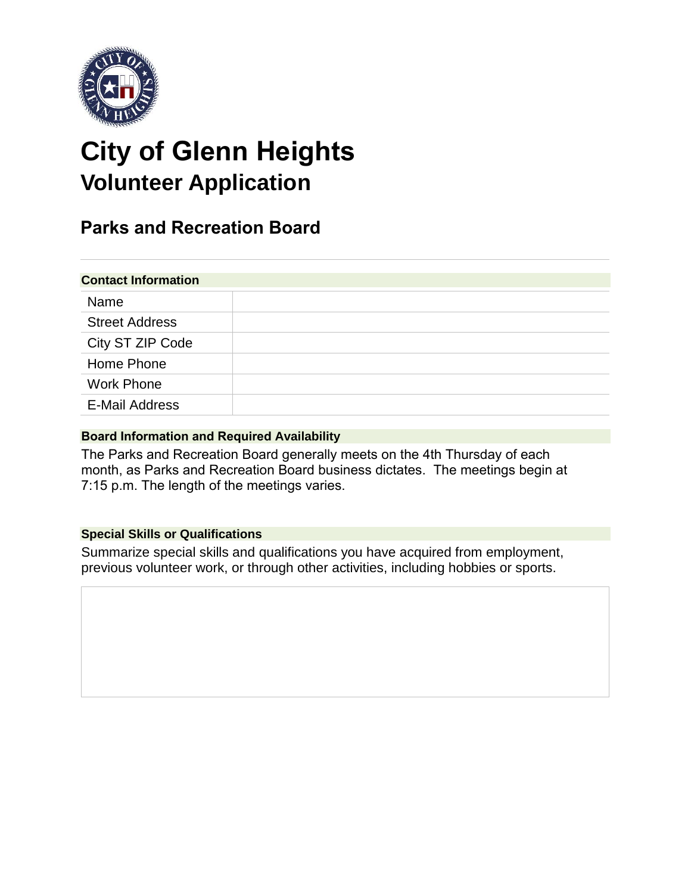# City of Glenn Heights

## Volunteer Application

### Parks and Recreation Board

**Contact Information**

| | |
|---|---|
| Name | |
| Street Address | |
| City ST ZIP Code | |
| Home Phone | |
| Work Phone | |
| E-Mail Address | |

**Board Information and Required Availability**

The Parks and Recreation Board generally meets on the 4th Thursday of each month, as Parks and Recreation Board business dictates. The meetings begin at 7:15 p.m. The length of the meetings varies.

**Special Skills or Qualifications**

Summarize special skills and qualifications you have acquired from employment, previous volunteer work, or through other activities, including hobbies or sports.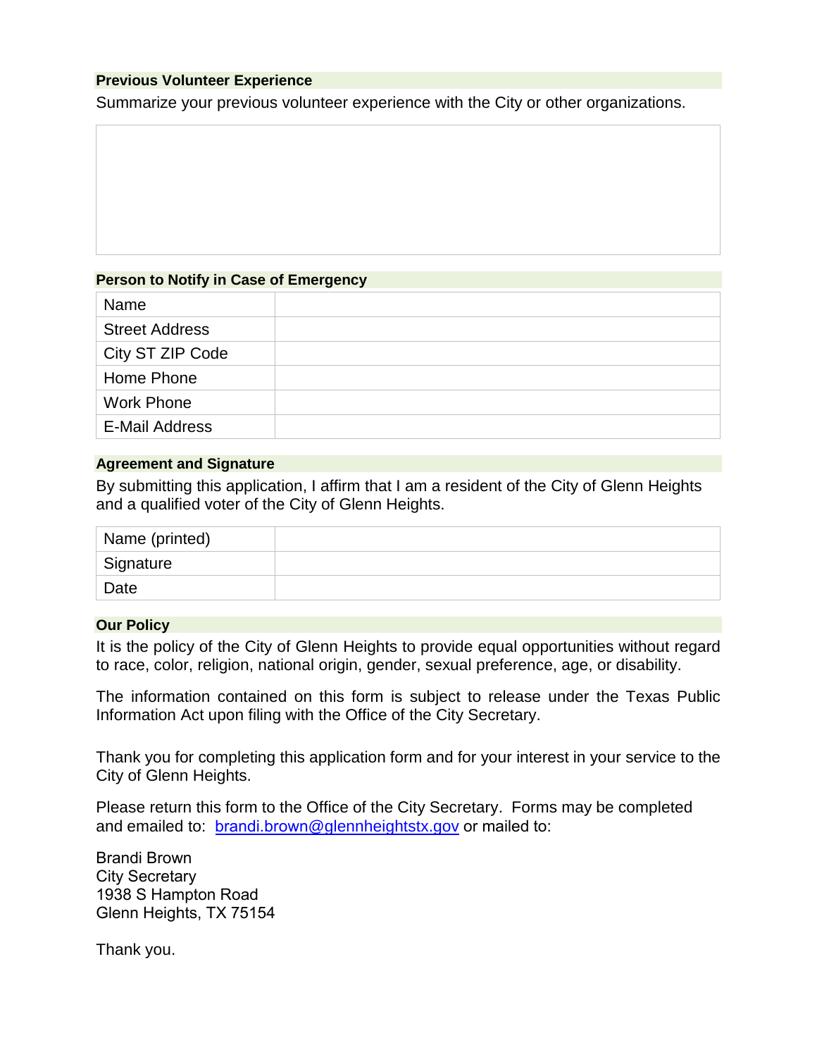## Previous Volunteer Experience

Summarize your previous volunteer experience with the City or other organizations.

| |
|---|
| |

## Person to Notify in Case of Emergency

| | |
|---|---|
| Name | |
| Street Address | |
| City ST ZIP Code | |
| Home Phone | |
| Work Phone | |
| E-Mail Address | |

## Agreement and Signature

By submitting this application, I affirm that I am a resident of the City of Glenn Heights and a qualified voter of the City of Glenn Heights.

| | |
|---|---|
| Name (printed) | |
| Signature | |
| Date | |

## Our Policy

It is the policy of the City of Glenn Heights to provide equal opportunities without regard to race, color, religion, national origin, gender, sexual preference, age, or disability.

The information contained on this form is subject to release under the Texas Public Information Act upon filing with the Office of the City Secretary.

Thank you for completing this application form and for your interest in your service to the City of Glenn Heights.

Please return this form to the Office of the City Secretary. Forms may be completed and emailed to: brandi.brown@glennheightstx.gov or mailed to:

Brandi Brown
City Secretary
1938 S Hampton Road
Glenn Heights, TX 75154

Thank you.